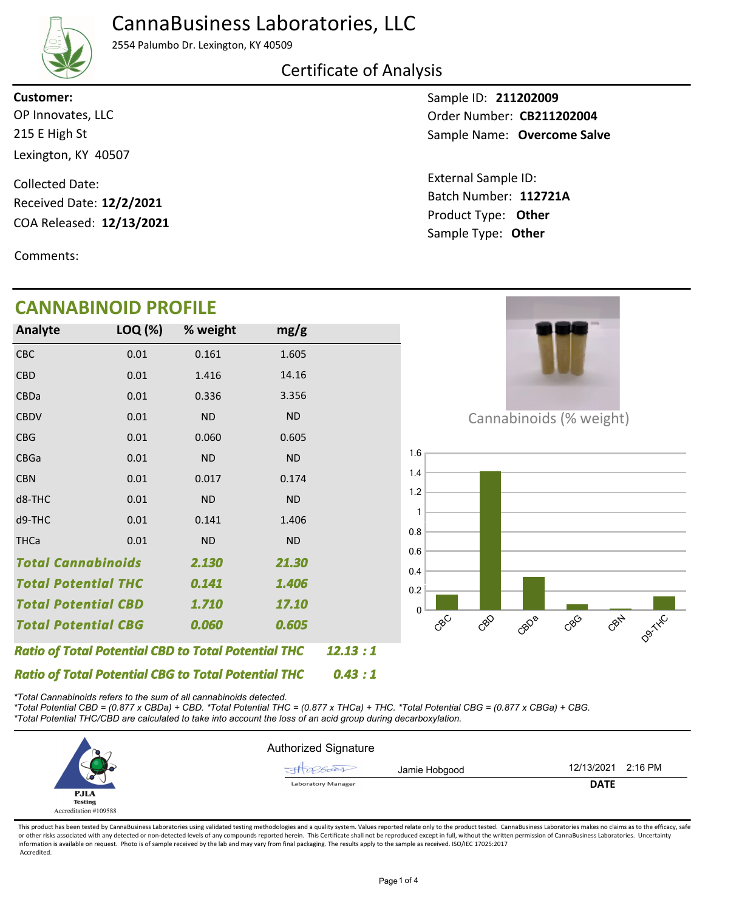# CannaBusiness Laboratories, LLC

2554 Palumbo Dr. Lexington, KY 40509

## Certificate of Analysis

**Customer:**
OP Innovates, LLC
215 E High St
Lexington, KY 40507

Collected Date:
Received Date: **12/2/2021**
COA Released: **12/13/2021**

Comments:

Sample ID: **211202009**
Order Number: **CB211202004**
Sample Name: **Overcome Salve**

External Sample ID:
Batch Number: **112721A**
Product Type: **Other**
Sample Type: **Other**

## CANNABINOID PROFILE

| Analyte | LOQ (%) | % weight | mg/g |
|---|---|---|---|
| CBC | 0.01 | 0.161 | 1.605 |
| CBD | 0.01 | 1.416 | 14.16 |
| CBDa | 0.01 | 0.336 | 3.356 |
| CBDV | 0.01 | ND | ND |
| CBG | 0.01 | 0.060 | 0.605 |
| CBGa | 0.01 | ND | ND |
| CBN | 0.01 | 0.017 | 0.174 |
| d8-THC | 0.01 | ND | ND |
| d9-THC | 0.01 | 0.141 | 1.406 |
| THCa | 0.01 | ND | ND |
| ***Total Cannabinoids*** | | ***2.130*** | ***21.30*** |
| ***Total Potential THC*** | | ***0.141*** | ***1.406*** |
| ***Total Potential CBD*** | | ***1.710*** | ***17.10*** |
| ***Total Potential CBG*** | | ***0.060*** | ***0.605*** |

***Ratio of Total Potential CBD to Total Potential THC*** ***12.13 : 1***

***Ratio of Total Potential CBG to Total Potential THC*** ***0.43 : 1***

Cannabinoids (% weight)

| Analyte | % weight |
|---|---|
| CBC | 0.161 |
| CBD | 1.416 |
| CBDa | 0.336 |
| CBG | 0.060 |
| CBN | 0.017 |
| D9-THC | 0.141 |

*\*Total Cannabinoids refers to the sum of all cannabinoids detected.*
*\*Total Potential CBD = (0.877 x CBDa) + CBD. \*Total Potential THC = (0.877 x THCa) + THC. \*Total Potential CBG = (0.877 x CBGa) + CBG.*
*\*Total Potential THC/CBD are calculated to take into account the loss of an acid group during decarboxylation.*

PJLA Testing
Accreditation #109588

Authorized Signature

Jamie Hobgood — Laboratory Manager

12/13/2021 2:16 PM
**DATE**

This product has been tested by CannaBusiness Laboratories using validated testing methodologies and a quality system. Values reported relate only to the product tested. CannaBusiness Laboratories makes no claims as to the efficacy, safety or other risks associated with any detected or non-detected levels of any compounds reported herein. This Certificate shall not be reproduced except in full, without the written permission of CannaBusiness Laboratories. Uncertainty information is available on request. Photo is of sample received by the lab and may vary from final packaging. The results apply to the sample as received. ISO/IEC 17025:2017 Accredited.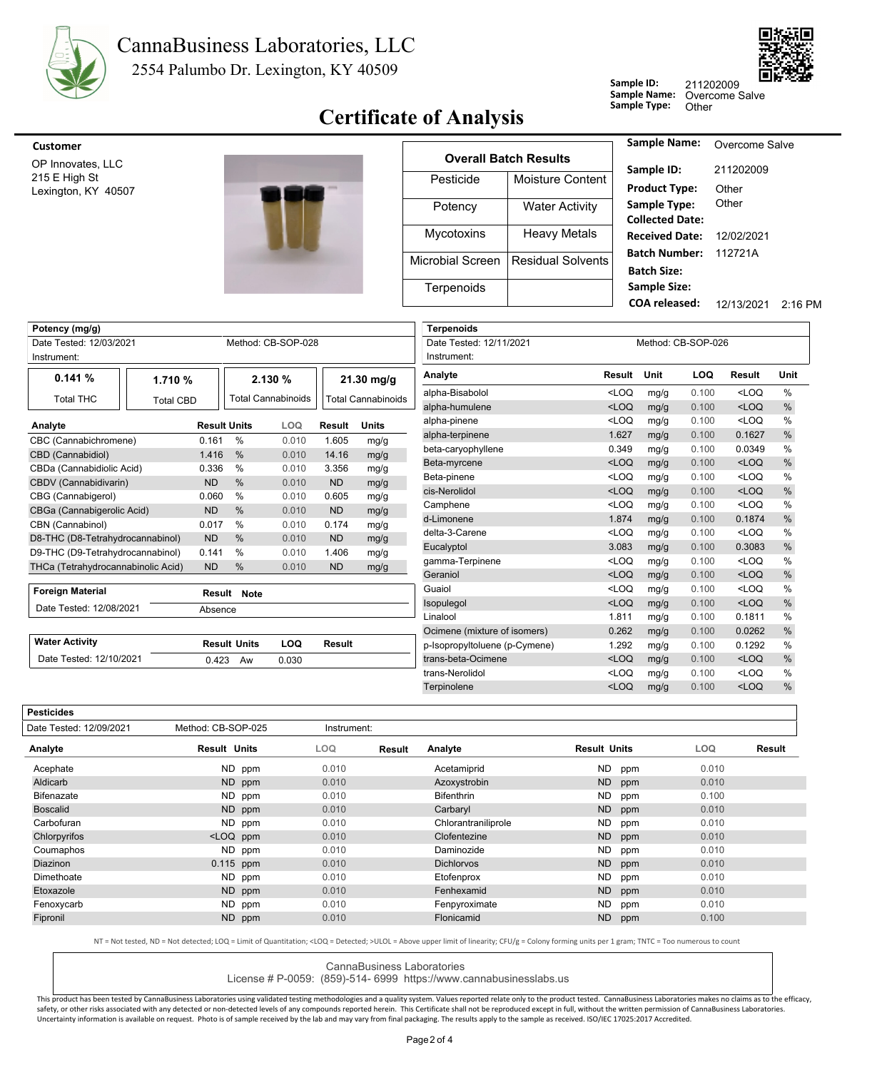# CannaBusiness Laboratories, LLC

2554 Palumbo Dr. Lexington, KY 40509

**Sample ID:** 211202009
**Sample Name:** Overcome Salve
**Sample Type:** Other

## Certificate of Analysis

**Customer**

OP Innovates, LLC
215 E High St
Lexington, KY 40507

| Overall Batch Results | |
|---|---|
| Pesticide | Moisture Content |
| Potency | Water Activity |
| Mycotoxins | Heavy Metals |
| Microbial Screen | Residual Solvents |
| Terpenoids | |

**Sample Name:** Overcome Salve
**Sample ID:** 211202009
**Product Type:** Other
**Sample Type:** Other
**Collected Date:**
**Received Date:** 12/02/2021
**Batch Number:** 112721A
**Batch Size:**
**Sample Size:**
**COA released:** 12/13/2021 2:16 PM

### Potency (mg/g)

Date Tested: 12/03/2021 Method: CB-SOP-028
Instrument:

| 0.141 % | 1.710 % | 2.130 % | 21.30 mg/g |
|---|---|---|---|
| Total THC | Total CBD | Total Cannabinoids | Total Cannabinoids |

| Analyte | Result | Units | LOQ | Result | Units |
|---|---|---|---|---|---|
| CBC (Cannabichromene) | 0.161 | % | 0.010 | 1.605 | mg/g |
| CBD (Cannabidiol) | 1.416 | % | 0.010 | 14.16 | mg/g |
| CBDa (Cannabidiolic Acid) | 0.336 | % | 0.010 | 3.356 | mg/g |
| CBDV (Cannabidivarin) | ND | % | 0.010 | ND | mg/g |
| CBG (Cannabigerol) | 0.060 | % | 0.010 | 0.605 | mg/g |
| CBGa (Cannabigerolic Acid) | ND | % | 0.010 | ND | mg/g |
| CBN (Cannabinol) | 0.017 | % | 0.010 | 0.174 | mg/g |
| D8-THC (D8-Tetrahydrocannabinol) | ND | % | 0.010 | ND | mg/g |
| D9-THC (D9-Tetrahydrocannabinol) | 0.141 | % | 0.010 | 1.406 | mg/g |
| THCa (Tetrahydrocannabinolic Acid) | ND | % | 0.010 | ND | mg/g |

### Foreign Material

| Date Tested: 12/08/2021 | Result | Note |
|---|---|---|
| | Absence | |

### Water Activity

| Date Tested: 12/10/2021 | Result | Units | LOQ | Result |
|---|---|---|---|---|
| | 0.423 | Aw | 0.030 | |

### Terpenoids

Date Tested: 12/11/2021 Method: CB-SOP-026
Instrument:

| Analyte | Result | Unit | LOQ | Result | Unit |
|---|---|---|---|---|---|
| alpha-Bisabolol | <LOQ | mg/g | 0.100 | <LOQ | % |
| alpha-humulene | <LOQ | mg/g | 0.100 | <LOQ | % |
| alpha-pinene | <LOQ | mg/g | 0.100 | <LOQ | % |
| alpha-terpinene | 1.627 | mg/g | 0.100 | 0.1627 | % |
| beta-caryophyllene | 0.349 | mg/g | 0.100 | 0.0349 | % |
| Beta-myrcene | <LOQ | mg/g | 0.100 | <LOQ | % |
| Beta-pinene | <LOQ | mg/g | 0.100 | <LOQ | % |
| cis-Nerolidol | <LOQ | mg/g | 0.100 | <LOQ | % |
| Camphene | <LOQ | mg/g | 0.100 | <LOQ | % |
| d-Limonene | 1.874 | mg/g | 0.100 | 0.1874 | % |
| delta-3-Carene | <LOQ | mg/g | 0.100 | <LOQ | % |
| Eucalyptol | 3.083 | mg/g | 0.100 | 0.3083 | % |
| gamma-Terpinene | <LOQ | mg/g | 0.100 | <LOQ | % |
| Geraniol | <LOQ | mg/g | 0.100 | <LOQ | % |
| Guaiol | <LOQ | mg/g | 0.100 | <LOQ | % |
| Isopulegol | <LOQ | mg/g | 0.100 | <LOQ | % |
| Linalool | 1.811 | mg/g | 0.100 | 0.1811 | % |
| Ocimene (mixture of isomers) | 0.262 | mg/g | 0.100 | 0.0262 | % |
| p-Isopropyltoluene (p-Cymene) | 1.292 | mg/g | 0.100 | 0.1292 | % |
| trans-beta-Ocimene | <LOQ | mg/g | 0.100 | <LOQ | % |
| trans-Nerolidol | <LOQ | mg/g | 0.100 | <LOQ | % |
| Terpinolene | <LOQ | mg/g | 0.100 | <LOQ | % |

### Pesticides

Date Tested: 12/09/2021 Method: CB-SOP-025 Instrument:

| Analyte | Result | Units | LOQ | Result | Analyte | Result | Units | LOQ | Result |
|---|---|---|---|---|---|---|---|---|---|
| Acephate | ND | ppm | 0.010 | | Acetamiprid | ND | ppm | 0.010 | |
| Aldicarb | ND | ppm | 0.010 | | Azoxystrobin | ND | ppm | 0.010 | |
| Bifenazate | ND | ppm | 0.010 | | Bifenthrin | ND | ppm | 0.100 | |
| Boscalid | ND | ppm | 0.010 | | Carbaryl | ND | ppm | 0.010 | |
| Carbofuran | ND | ppm | 0.010 | | Chlorantraniliprole | ND | ppm | 0.010 | |
| Chlorpyrifos | <LOQ | ppm | 0.010 | | Clofentezine | ND | ppm | 0.010 | |
| Coumaphos | ND | ppm | 0.010 | | Daminozide | ND | ppm | 0.010 | |
| Diazinon | 0.115 | ppm | 0.010 | | Dichlorvos | ND | ppm | 0.010 | |
| Dimethoate | ND | ppm | 0.010 | | Etofenprox | ND | ppm | 0.010 | |
| Etoxazole | ND | ppm | 0.010 | | Fenhexamid | ND | ppm | 0.010 | |
| Fenoxycarb | ND | ppm | 0.010 | | Fenpyroximate | ND | ppm | 0.010 | |
| Fipronil | ND | ppm | 0.010 | | Flonicamid | ND | ppm | 0.100 | |

NT = Not tested, ND = Not detected; LOQ = Limit of Quantitation; <LOQ = Detected; >ULOL = Above upper limit of linearity; CFU/g = Colony forming units per 1 gram; TNTC = Too numerous to count

CannaBusiness Laboratories
License # P-0059: (859)-514- 6999 https://www.cannabusinesslabs.us

This product has been tested by CannaBusiness Laboratories using validated testing methodologies and a quality system. Values reported relate only to the product tested. CannaBusiness Laboratories makes no claims as to the efficacy, safety, or other risks associated with any detected or non-detected levels of any compounds reported herein. This Certificate shall not be reproduced except in full, without the written permission of CannaBusiness Laboratories. Uncertainty information is available on request. Photo is of sample received by the lab and may vary from final packaging. The results apply to the sample as received. ISO/IEC 17025:2017 Accredited.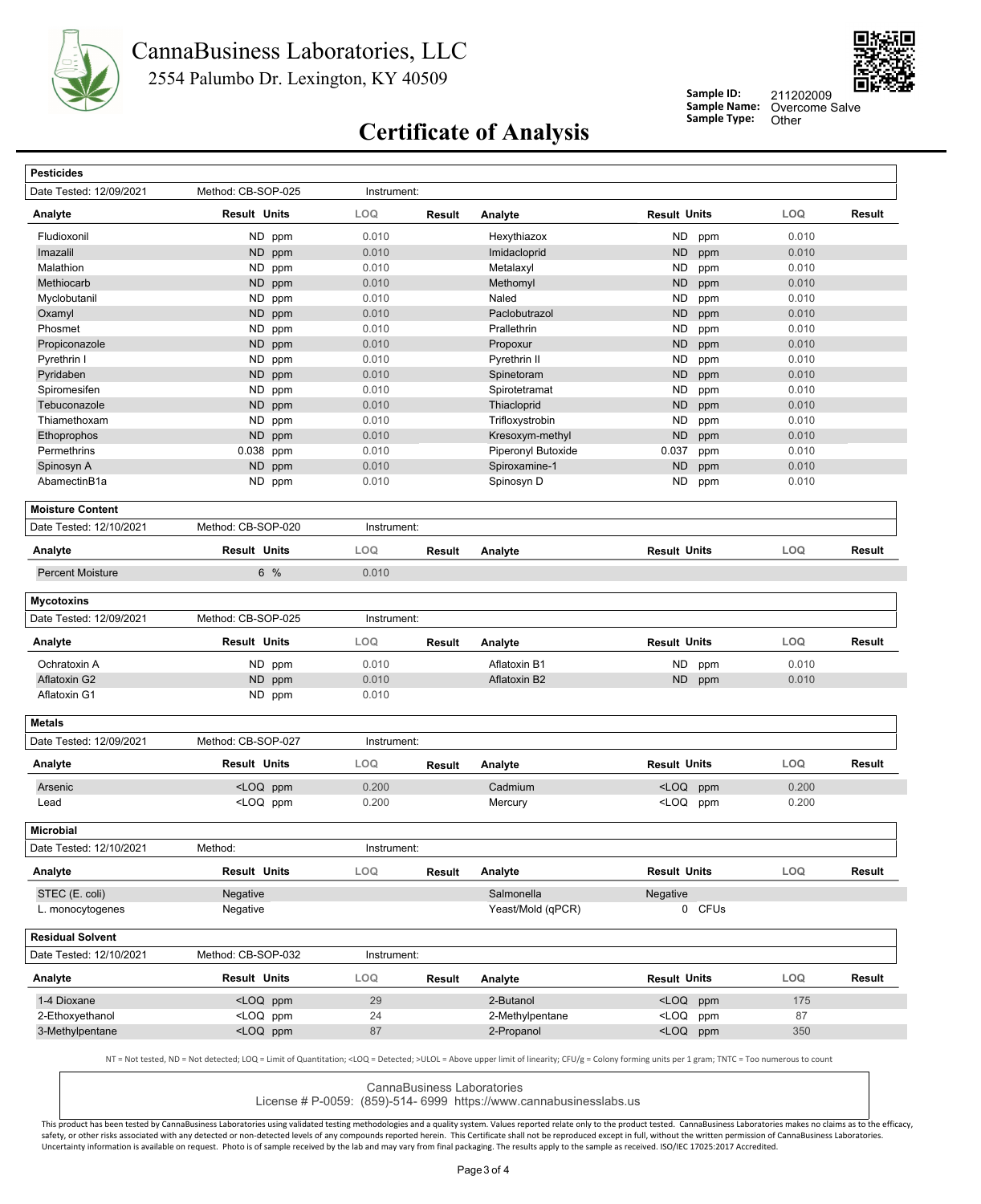CannaBusiness Laboratories, LLC
2554 Palumbo Dr. Lexington, KY 40509

**Sample ID:** 211202009
**Sample Name:** Overcome Salve
**Sample Type:** Other

# Certificate of Analysis

## Pesticides

Date Tested: 12/09/2021 | Method: CB-SOP-025 | Instrument:

| Analyte | Result | Units | LOQ | Result | Analyte | Result | Units | LOQ | Result |
|---|---|---|---|---|---|---|---|---|---|
| Fludioxonil | ND | ppm | 0.010 | | Hexythiazox | ND | ppm | 0.010 | |
| Imazalil | ND | ppm | 0.010 | | Imidacloprid | ND | ppm | 0.010 | |
| Malathion | ND | ppm | 0.010 | | Metalaxyl | ND | ppm | 0.010 | |
| Methiocarb | ND | ppm | 0.010 | | Methomyl | ND | ppm | 0.010 | |
| Myclobutanil | ND | ppm | 0.010 | | Naled | ND | ppm | 0.010 | |
| Oxamyl | ND | ppm | 0.010 | | Paclobutrazol | ND | ppm | 0.010 | |
| Phosmet | ND | ppm | 0.010 | | Prallethrin | ND | ppm | 0.010 | |
| Propiconazole | ND | ppm | 0.010 | | Propoxur | ND | ppm | 0.010 | |
| Pyrethrin I | ND | ppm | 0.010 | | Pyrethrin II | ND | ppm | 0.010 | |
| Pyridaben | ND | ppm | 0.010 | | Spinetoram | ND | ppm | 0.010 | |
| Spiromesifen | ND | ppm | 0.010 | | Spirotetramat | ND | ppm | 0.010 | |
| Tebuconazole | ND | ppm | 0.010 | | Thiacloprid | ND | ppm | 0.010 | |
| Thiamethoxam | ND | ppm | 0.010 | | Trifloxystrobin | ND | ppm | 0.010 | |
| Ethoprophos | ND | ppm | 0.010 | | Kresoxym-methyl | ND | ppm | 0.010 | |
| Permethrins | 0.038 | ppm | 0.010 | | Piperonyl Butoxide | 0.037 | ppm | 0.010 | |
| Spinosyn A | ND | ppm | 0.010 | | Spiroxamine-1 | ND | ppm | 0.010 | |
| AbamectinB1a | ND | ppm | 0.010 | | Spinosyn D | ND | ppm | 0.010 | |

## Moisture Content

Date Tested: 12/10/2021 | Method: CB-SOP-020 | Instrument:

| Analyte | Result | Units | LOQ | Result | Analyte | Result | Units | LOQ | Result |
|---|---|---|---|---|---|---|---|---|---|
| Percent Moisture | 6 | % | 0.010 | | | | | | |

## Mycotoxins

Date Tested: 12/09/2021 | Method: CB-SOP-025 | Instrument:

| Analyte | Result | Units | LOQ | Result | Analyte | Result | Units | LOQ | Result |
|---|---|---|---|---|---|---|---|---|---|
| Ochratoxin A | ND | ppm | 0.010 | | Aflatoxin B1 | ND | ppm | 0.010 | |
| Aflatoxin G2 | ND | ppm | 0.010 | | Aflatoxin B2 | ND | ppm | 0.010 | |
| Aflatoxin G1 | ND | ppm | 0.010 | | | | | | |

## Metals

Date Tested: 12/09/2021 | Method: CB-SOP-027 | Instrument:

| Analyte | Result | Units | LOQ | Result | Analyte | Result | Units | LOQ | Result |
|---|---|---|---|---|---|---|---|---|---|
| Arsenic | <LOQ | ppm | 0.200 | | Cadmium | <LOQ | ppm | 0.200 | |
| Lead | <LOQ | ppm | 0.200 | | Mercury | <LOQ | ppm | 0.200 | |

## Microbial

Date Tested: 12/10/2021 | Method: | Instrument:

| Analyte | Result | Units | LOQ | Result | Analyte | Result | Units | LOQ | Result |
|---|---|---|---|---|---|---|---|---|---|
| STEC (E. coli) | Negative | | | | Salmonella | Negative | | | |
| L. monocytogenes | Negative | | | | Yeast/Mold (qPCR) | 0 | CFUs | | |

## Residual Solvent

Date Tested: 12/10/2021 | Method: CB-SOP-032 | Instrument:

| Analyte | Result | Units | LOQ | Result | Analyte | Result | Units | LOQ | Result |
|---|---|---|---|---|---|---|---|---|---|
| 1-4 Dioxane | <LOQ | ppm | 29 | | 2-Butanol | <LOQ | ppm | 175 | |
| 2-Ethoxyethanol | <LOQ | ppm | 24 | | 2-Methylpentane | <LOQ | ppm | 87 | |
| 3-Methylpentane | <LOQ | ppm | 87 | | 2-Propanol | <LOQ | ppm | 350 | |

NT = Not tested, ND = Not detected; LOQ = Limit of Quantitation; <LOQ = Detected; >ULOL = Above upper limit of linearity; CFU/g = Colony forming units per 1 gram; TNTC = Too numerous to count

CannaBusiness Laboratories
License # P-0059: (859)-514- 6999 https://www.cannabusinesslabs.us

This product has been tested by CannaBusiness Laboratories using validated testing methodologies and a quality system. Values reported relate only to the product tested. CannaBusiness Laboratories makes no claims as to the efficacy, safety, or other risks associated with any detected or non-detected levels of any compounds reported herein. This Certificate shall not be reproduced except in full, without the written permission of CannaBusiness Laboratories. Uncertainty information is available on request. Photo is of sample received by the lab and may vary from final packaging. The results apply to the sample as received. ISO/IEC 17025:2017 Accredited.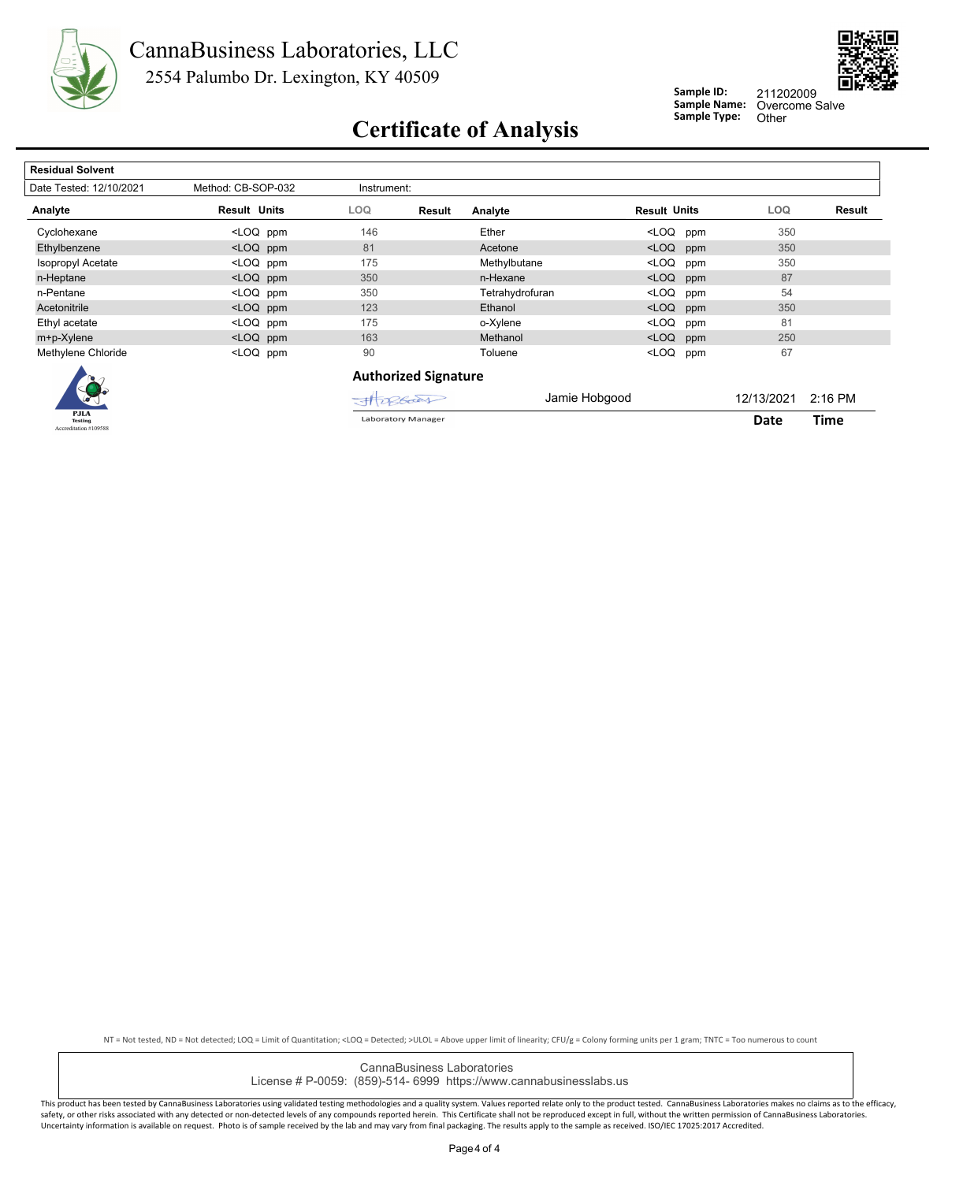# CannaBusiness Laboratories, LLC

2554 Palumbo Dr. Lexington, KY 40509

**Sample ID:** 211202009
**Sample Name:** Overcome Salve
**Sample Type:** Other

# Certificate of Analysis

**Residual Solvent**

Date Tested: 12/10/2021 | Method: CB-SOP-032 | Instrument:

| Analyte | Result | Units | LOQ | Result | Analyte | Result | Units | LOQ | Result |
|---|---|---|---|---|---|---|---|---|---|
| Cyclohexane | <LOQ | ppm | 146 | | Ether | <LOQ | ppm | 350 | |
| Ethylbenzene | <LOQ | ppm | 81 | | Acetone | <LOQ | ppm | 350 | |
| Isopropyl Acetate | <LOQ | ppm | 175 | | Methylbutane | <LOQ | ppm | 350 | |
| n-Heptane | <LOQ | ppm | 350 | | n-Hexane | <LOQ | ppm | 87 | |
| n-Pentane | <LOQ | ppm | 350 | | Tetrahydrofuran | <LOQ | ppm | 54 | |
| Acetonitrile | <LOQ | ppm | 123 | | Ethanol | <LOQ | ppm | 350 | |
| Ethyl acetate | <LOQ | ppm | 175 | | o-Xylene | <LOQ | ppm | 81 | |
| m+p-Xylene | <LOQ | ppm | 163 | | Methanol | <LOQ | ppm | 250 | |
| Methylene Chloride | <LOQ | ppm | 90 | | Toluene | <LOQ | ppm | 67 | |

PJLA Testing Accreditation #109588

**Authorized Signature**

| Signature | Name | Date | Time |
|---|---|---|---|
| Laboratory Manager | Jamie Hobgood | 12/13/2021 | 2:16 PM |

NT = Not tested, ND = Not detected; LOQ = Limit of Quantitation; <LOQ = Detected; >ULOL = Above upper limit of linearity; CFU/g = Colony forming units per 1 gram; TNTC = Too numerous to count

CannaBusiness Laboratories
License # P-0059: (859)-514- 6999 https://www.cannabusinesslabs.us

This product has been tested by CannaBusiness Laboratories using validated testing methodologies and a quality system. Values reported relate only to the product tested. CannaBusiness Laboratories makes no claims as to the efficacy, safety, or other risks associated with any detected or non-detected levels of any compounds reported herein. This Certificate shall not be reproduced except in full, without the written permission of CannaBusiness Laboratories. Uncertainty information is available on request. Photo is of sample received by the lab and may vary from final packaging. The results apply to the sample as received. ISO/IEC 17025:2017 Accredited.